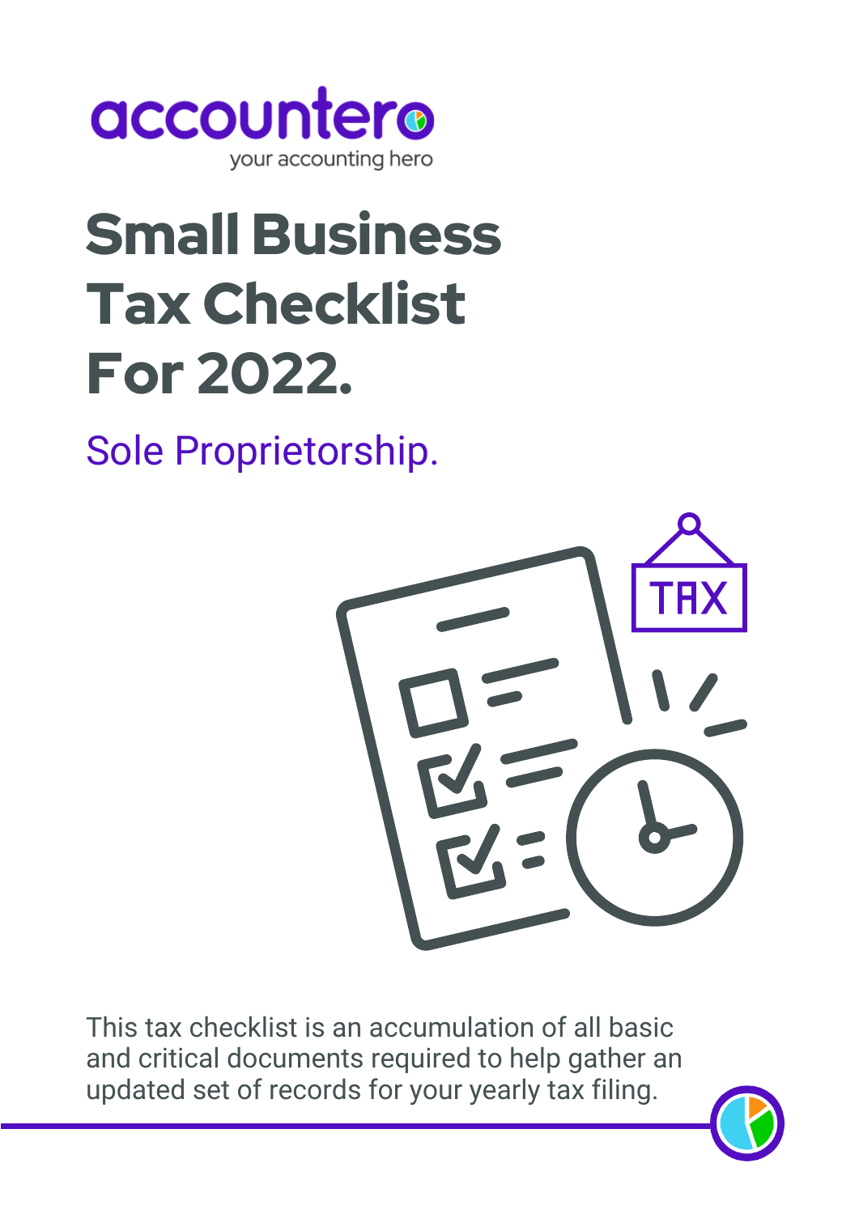accountero

your accounting hero

# Small Business Tax Checklist For 2022.

## Sole Proprietorship.

This tax checklist is an accumulation of all basic and critical documents required to help gather an updated set of records for your yearly tax filing.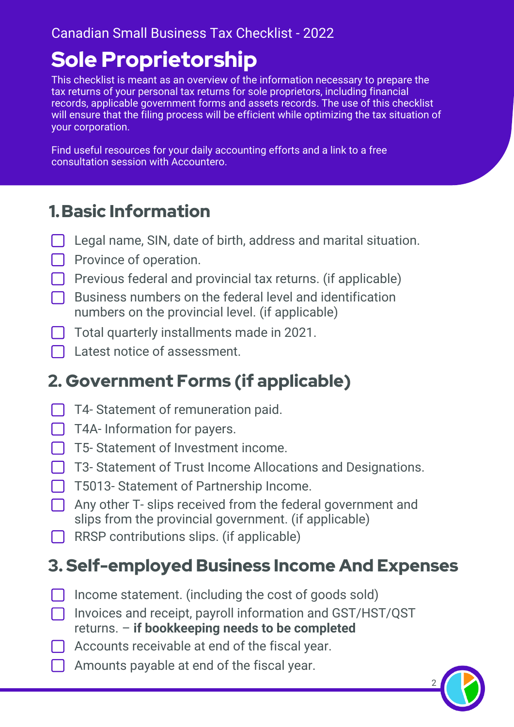Canadian Small Business Tax Checklist - 2022

# Sole Proprietorship

This checklist is meant as an overview of the information necessary to prepare the tax returns of your personal tax returns for sole proprietors, including financial records, applicable government forms and assets records. The use of this checklist will ensure that the filing process will be efficient while optimizing the tax situation of your corporation.

Find useful resources for your daily accounting efforts and a link to a free consultation session with Accountero.

## 1. Basic Information

- [ ] Legal name, SIN, date of birth, address and marital situation.
- [ ] Province of operation.
- [ ] Previous federal and provincial tax returns. (if applicable)
- [ ] Business numbers on the federal level and identification numbers on the provincial level. (if applicable)
- [ ] Total quarterly installments made in 2021.
- [ ] Latest notice of assessment.

## 2. Government Forms (if applicable)

- [ ] T4- Statement of remuneration paid.
- [ ] T4A- Information for payers.
- [ ] T5- Statement of Investment income.
- [ ] T3- Statement of Trust Income Allocations and Designations.
- [ ] T5013- Statement of Partnership Income.
- [ ] Any other T- slips received from the federal government and slips from the provincial government. (if applicable)
- [ ] RRSP contributions slips. (if applicable)

## 3. Self-employed Business Income And Expenses

- [ ] Income statement. (including the cost of goods sold)
- [ ] Invoices and receipt, payroll information and GST/HST/QST returns. – **if bookkeeping needs to be completed**
- [ ] Accounts receivable at end of the fiscal year.
- [ ] Amounts payable at end of the fiscal year.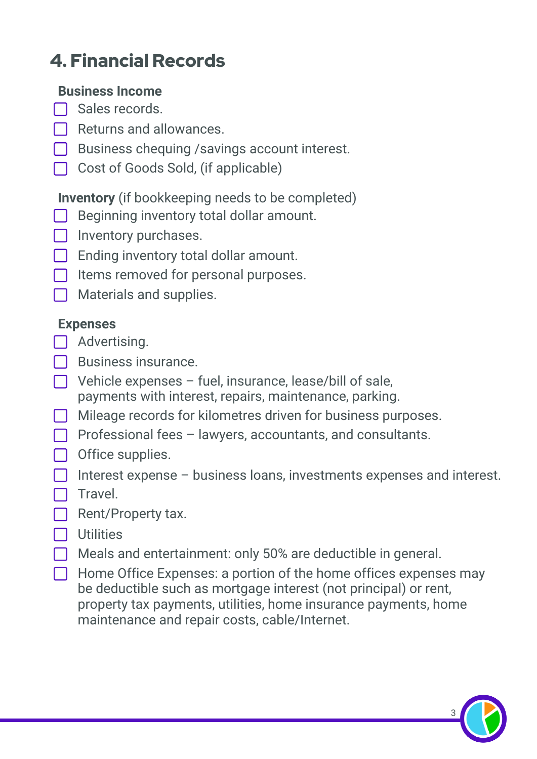## 4. Financial Records

**Business Income**

- [ ] Sales records.
- [ ] Returns and allowances.
- [ ] Business chequing /savings account interest.
- [ ] Cost of Goods Sold, (if applicable)

**Inventory** (if bookkeeping needs to be completed)

- [ ] Beginning inventory total dollar amount.
- [ ] Inventory purchases.
- [ ] Ending inventory total dollar amount.
- [ ] Items removed for personal purposes.
- [ ] Materials and supplies.

**Expenses**

- [ ] Advertising.
- [ ] Business insurance.
- [ ] Vehicle expenses – fuel, insurance, lease/bill of sale, payments with interest, repairs, maintenance, parking.
- [ ] Mileage records for kilometres driven for business purposes.
- [ ] Professional fees – lawyers, accountants, and consultants.
- [ ] Office supplies.
- [ ] Interest expense – business loans, investments expenses and interest.
- [ ] Travel.
- [ ] Rent/Property tax.
- [ ] Utilities
- [ ] Meals and entertainment: only 50% are deductible in general.
- [ ] Home Office Expenses: a portion of the home offices expenses may be deductible such as mortgage interest (not principal) or rent, property tax payments, utilities, home insurance payments, home maintenance and repair costs, cable/Internet.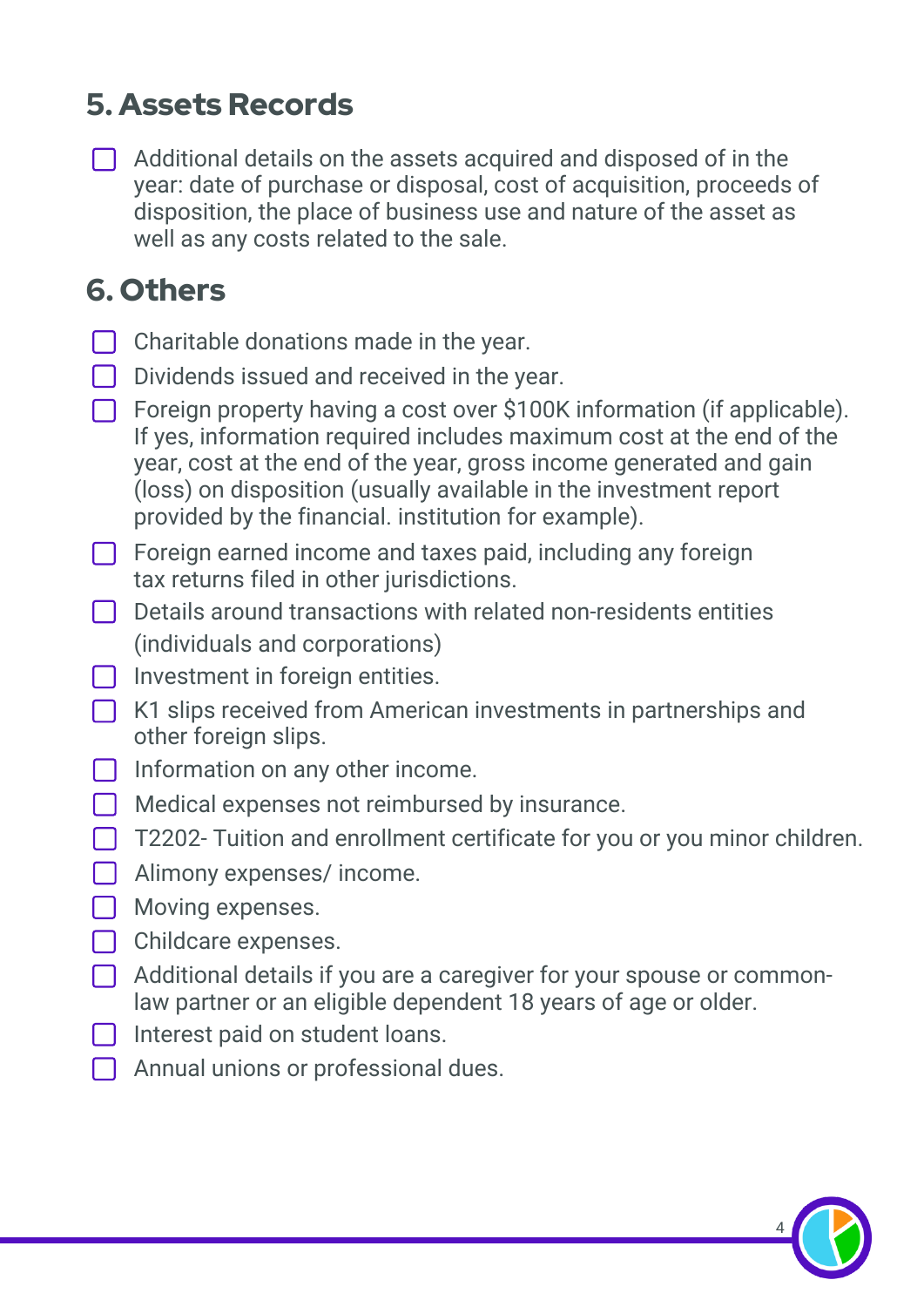## 5. Assets Records

- [ ] Additional details on the assets acquired and disposed of in the year: date of purchase or disposal, cost of acquisition, proceeds of disposition, the place of business use and nature of the asset as well as any costs related to the sale.

## 6. Others

- [ ] Charitable donations made in the year.
- [ ] Dividends issued and received in the year.
- [ ] Foreign property having a cost over $100K information (if applicable). If yes, information required includes maximum cost at the end of the year, cost at the end of the year, gross income generated and gain (loss) on disposition (usually available in the investment report provided by the financial. institution for example).
- [ ] Foreign earned income and taxes paid, including any foreign tax returns filed in other jurisdictions.
- [ ] Details around transactions with related non-residents entities (individuals and corporations)
- [ ] Investment in foreign entities.
- [ ] K1 slips received from American investments in partnerships and other foreign slips.
- [ ] Information on any other income.
- [ ] Medical expenses not reimbursed by insurance.
- [ ] T2202- Tuition and enrollment certificate for you or you minor children.
- [ ] Alimony expenses/ income.
- [ ] Moving expenses.
- [ ] Childcare expenses.
- [ ] Additional details if you are a caregiver for your spouse or common-law partner or an eligible dependent 18 years of age or older.
- [ ] Interest paid on student loans.
- [ ] Annual unions or professional dues.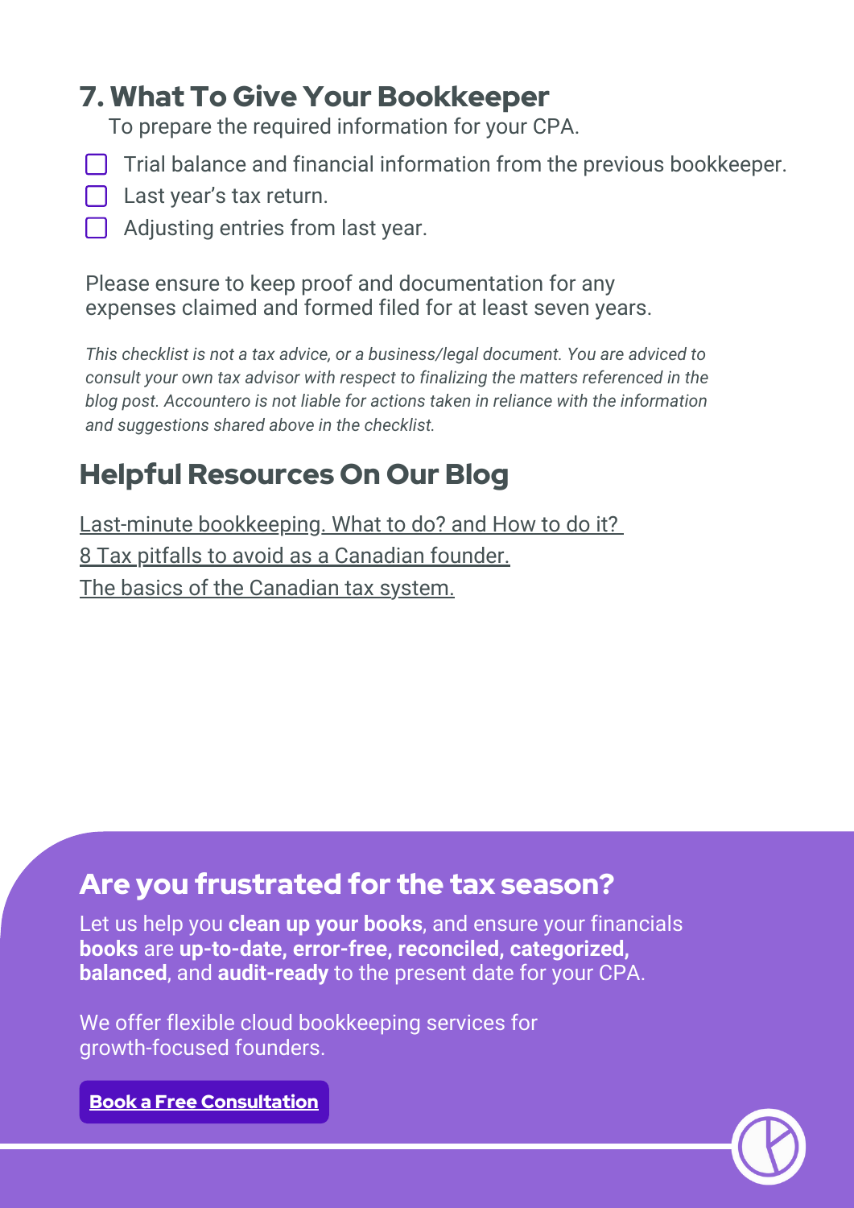## 7. What To Give Your Bookkeeper

To prepare the required information for your CPA.

- [ ] Trial balance and financial information from the previous bookkeeper.
- [ ] Last year's tax return.
- [ ] Adjusting entries from last year.

Please ensure to keep proof and documentation for any expenses claimed and formed filed for at least seven years.

*This checklist is not a tax advice, or a business/legal document. You are adviced to consult your own tax advisor with respect to finalizing the matters referenced in the blog post. Accountero is not liable for actions taken in reliance with the information and suggestions shared above in the checklist.*

## Helpful Resources On Our Blog

Last-minute bookkeeping. What to do? and How to do it?

8 Tax pitfalls to avoid as a Canadian founder.

The basics of the Canadian tax system.

## Are you frustrated for the tax season?

Let us help you **clean up your books**, and ensure your financials **books** are **up-to-date, error-free, reconciled, categorized, balanced**, and **audit-ready** to the present date for your CPA.

We offer flexible cloud bookkeeping services for growth-focused founders.

**Book a Free Consultation**